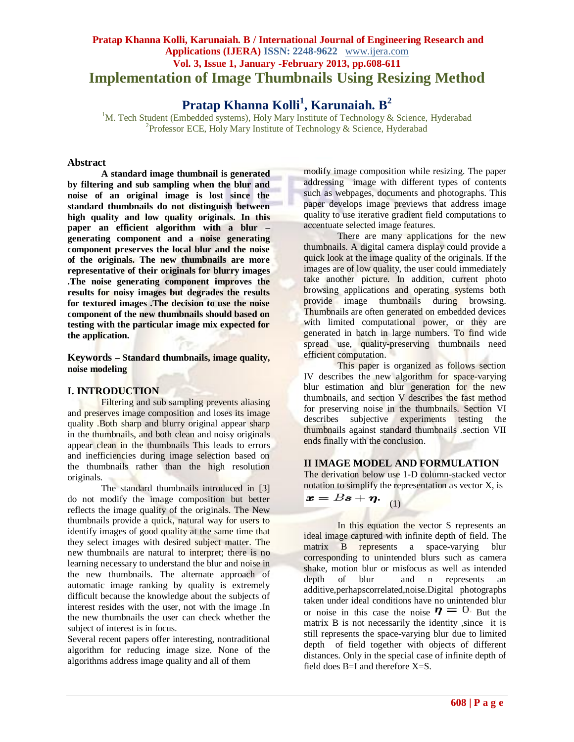# Implementation of Image Thumbnails Using Resizing Method

## Pratap Khanna Kolli[1], Karunaiah. B[2]

[1]M. Tech Student (Embedded systems), Holy Mary Institute of Technology & Science, Hyderabad
[2]Professor ECE, Holy Mary Institute of Technology & Science, Hyderabad

### Abstract

**A standard image thumbnail is generated by filtering and sub sampling when the blur and noise of an original image is lost since the standard thumbnails do not distinguish between high quality and low quality originals. In this paper an efficient algorithm with a blur –generating component and a noise generating component preserves the local blur and the noise of the originals. The new thumbnails are more representative of their originals for blurry images .The noise generating component improves the results for noisy images but degrades the results for textured images .The decision to use the noise component of the new thumbnails should based on testing with the particular image mix expected for the application.**

**Keywords** – **Standard thumbnails, image quality, noise modeling**

## I. INTRODUCTION

Filtering and sub sampling prevents aliasing and preserves image composition and loses its image quality .Both sharp and blurry original appear sharp in the thumbnails, and both clean and noisy originals appear clean in the thumbnails This leads to errors and inefficiencies during image selection based on the thumbnails rather than the high resolution originals.

The standard thumbnails introduced in [3] do not modify the image composition but better reflects the image quality of the originals. The New thumbnails provide a quick, natural way for users to identify images of good quality at the same time that they select images with desired subject matter. The new thumbnails are natural to interpret; there is no learning necessary to understand the blur and noise in the new thumbnails. The alternate approach of automatic image ranking by quality is extremely difficult because the knowledge about the subjects of interest resides with the user, not with the image .In the new thumbnails the user can check whether the subject of interest is in focus.

Several recent papers offer interesting, nontraditional algorithm for reducing image size. None of the algorithms address image quality and all of them modify image composition while resizing. The paper addressing image with different types of contents such as webpages, documents and photographs. This paper develops image previews that address image quality to use iterative gradient field computations to accentuate selected image features.

There are many applications for the new thumbnails. A digital camera display could provide a quick look at the image quality of the originals. If the images are of low quality, the user could immediately take another picture. In addition, current photo browsing applications and operating systems both provide image thumbnails during browsing. Thumbnails are often generated on embedded devices with limited computational power, or they are generated in batch in large numbers. To find wide spread use, quality-preserving thumbnails need efficient computation.

This paper is organized as follows section IV describes the new algorithm for space-varying blur estimation and blur generation for the new thumbnails, and section V describes the fast method for preserving noise in the thumbnails. Section VI describes subjective experiments testing the thumbnails against standard thumbnails .section VII ends finally with the conclusion.

## II IMAGE MODEL AND FORMULATION

The derivation below use 1-D column-stacked vector notation to simplify the representation as vector X, is

$$\boldsymbol{x} = B\boldsymbol{s} + \boldsymbol{\eta}. \quad (1)$$

In this equation the vector S represents an ideal image captured with infinite depth of field. The matrix B represents a space-varying blur corresponding to unintended blurs such as camera shake, motion blur or misfocus as well as intended depth of blur and n represents an additive,perhapscorrelated,noise.Digital photographs taken under ideal conditions have no unintended blur or noise in this case the noise $\boldsymbol{\eta} = 0$. But the matrix B is not necessarily the identity ,since it is still represents the space-varying blur due to limited depth of field together with objects of different distances. Only in the special case of infinite depth of field does B=I and therefore X=S.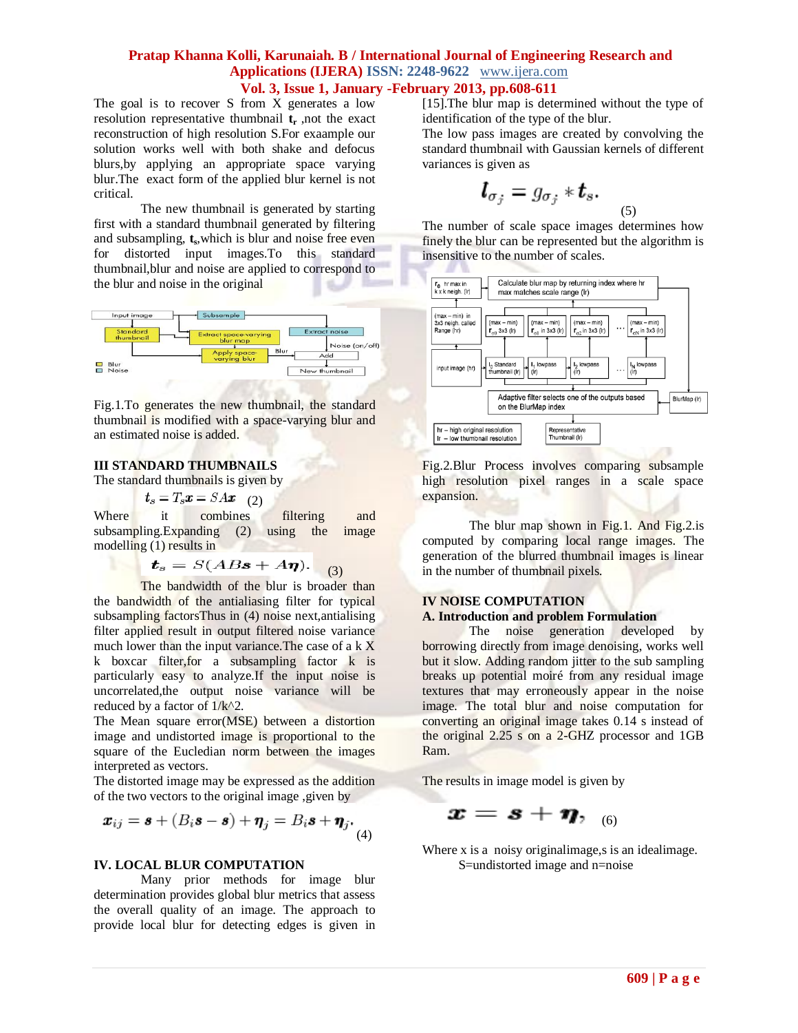The goal is to recover S from X generates a low resolution representative thumbnail $\mathbf{t_r}$ ,not the exact reconstruction of high resolution S.For exaample our solution works well with both shake and defocus blurs,by applying an appropriate space varying blur.The exact form of the applied blur kernel is not critical.

The new thumbnail is generated by starting first with a standard thumbnail generated by filtering and subsampling, $\mathbf{t_s}$,which is blur and noise free even for distorted input images.To this standard thumbnail,blur and noise are applied to correspond to the blur and noise in the original

Input image
Subsample
Standard thumbnail
Extract space-varying blur map
Extract noise
Noise (on/off)
Apply space-varying blur
Blur
Add
New thumbnail
Blur
Noise

Fig.1.To generates the new thumbnail, the standard thumbnail is modified with a space-varying blur and an estimated noise is added.

## III STANDARD THUMBNAILS

The standard thumbnails is given by

$$t_s = T_s x = SAx \quad (2)$$

Where it combines filtering and subsampling.Expanding (2) using the image modelling (1) results in

$$\boldsymbol{t}_s = S(AB\boldsymbol{s} + A\boldsymbol{\eta}). \quad (3)$$

The bandwidth of the blur is broader than the bandwidth of the antialiasing filter for typical subsampling factorsThus in (4) noise next,antialising filter applied result in output filtered noise variance much lower than the input variance.The case of a k X k boxcar filter,for a subsampling factor k is particularly easy to analyze.If the input noise is uncorrelated,the output noise variance will be reduced by a factor of 1/k^2.

The Mean square error(MSE) between a distortion image and undistorted image is proportional to the square of the Eucledian norm between the images interpreted as vectors.

The distorted image may be expressed as the addition of the two vectors to the original image ,given by

$$\boldsymbol{x}_{ij} = \boldsymbol{s} + (B_i\boldsymbol{s} - \boldsymbol{s}) + \boldsymbol{\eta}_j = B_i\boldsymbol{s} + \boldsymbol{\eta}_j. \quad (4)$$

## IV. LOCAL BLUR COMPUTATION

Many prior methods for image blur determination provides global blur metrics that assess the overall quality of an image. The approach to provide local blur for detecting edges is given in [15].The blur map is determined without the type of identification of the type of the blur.

The low pass images are created by convolving the standard thumbnail with Gaussian kernels of different variances is given as

$$\boldsymbol{l}_{\sigma_j} = g_{\sigma_j} * \boldsymbol{t}_s. \quad (5)$$

The number of scale space images determines how finely the blur can be represented but the algorithm is insensitive to the number of scales.

$r_0$ hr max in k x k neigh. (lr)
Calculate blur map by returning index where hr max matches scale range (lr)
(max – min) in 3x3 neigh. called Range (hr)
(max – min) $r_{σ0}$ 3x3 (lr)
(max – min) $r_{σ1}$ in 3x3 (lr)
(max – min) $r_{σ2}$ in 3x3 (lr)
...
(max – min) $r_{σN}$ in 3x3 (lr)
input image (hr)
$l_0$ Standard thumbnail (lr)
$l_1$ lowpass (lr)
$l_2$ lowpass (lr)
...
$l_N$ lowpass (lr)
Adaptive filter selects one of the outputs based on the BlurMap index
BlurMap (lr)
hr – high original resolution
lr – low thumbnail resolution
Representative Thumbnail (lr)

Fig.2.Blur Process involves comparing subsample high resolution pixel ranges in a scale space expansion.

The blur map shown in Fig.1. And Fig.2.is computed by comparing local range images. The generation of the blurred thumbnail images is linear in the number of thumbnail pixels.

## IV NOISE COMPUTATION

### A. Introduction and problem Formulation

The noise generation developed by borrowing directly from image denoising, works well but it slow. Adding random jitter to the sub sampling breaks up potential moiré from any residual image textures that may erroneously appear in the noise image. The total blur and noise computation for converting an original image takes 0.14 s instead of the original 2.25 s on a 2-GHZ processor and 1GB Ram.

The results in image model is given by

$$\boldsymbol{x} = \boldsymbol{s} + \boldsymbol{\eta}, \quad (6)$$

Where x is a noisy originalimage,s is an idealimage. S=undistorted image and n=noise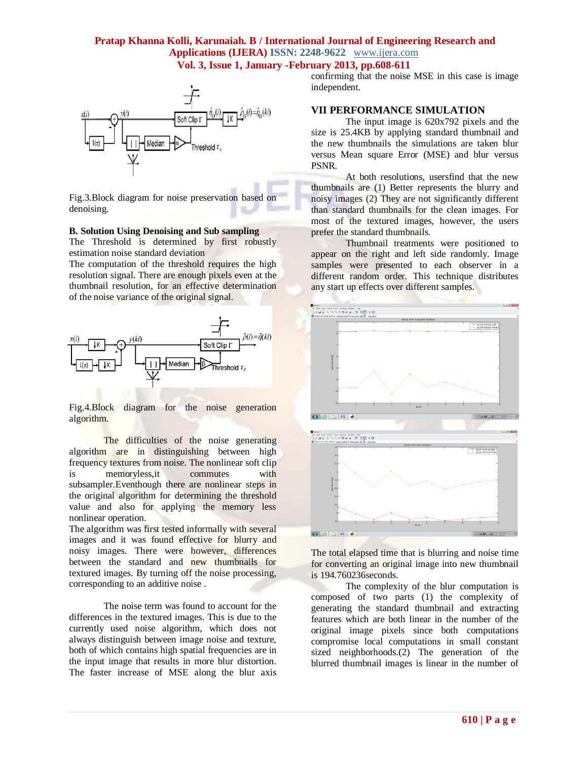Fig.3.Block diagram for noise preservation based on denoising.

**B. Solution Using Denoising and Sub sampling**

The Threshold is determined by first robustly estimation noise standard deviation

The computation of the threshold requires the high resolution signal. There are enough pixels even at the thumbnail resolution, for an effective determination of the noise variance of the original signal.

Fig.4.Block diagram for the noise generation algorithm.

The difficulties of the noise generating algorithm are in distinguishing between high frequency textures from noise. The nonlinear soft clip is memoryless,it commutes with subsampler.Eventhough there are nonlinear steps in the original algorithm for determining the threshold value and also for applying the memory less nonlinear operation.

The algorithm was first tested informally with several images and it was found effective for blurry and noisy images. There were however, differences between the standard and new thumbnails for textured images. By turning off the noise processing, corresponding to an additive noise .

The noise term was found to account for the differences in the textured images. This is due to the currently used noise algorithm, which does not always distinguish between image noise and texture, both of which contains high spatial frequencies are in the input image that results in more blur distortion. The faster increase of MSE along the blur axis confirming that the noise MSE in this case is image independent.

## VII PERFORMANCE SIMULATION

The input image is 620x792 pixels and the size is 25.4KB by applying standard thumbnail and the new thumbnails the simulations are taken blur versus Mean square Error (MSE) and blur versus PSNR.

At both resolutions, usersfind that the new thumbnails are (1) Better represents the blurry and noisy images (2) They are not significantly different than standard thumbnails for the clean images. For most of the textured images, however, the users prefer the standard thumbnails.

Thumbnail treatments were positioned to appear on the right and left side randomly. Image samples were presented to each observer in a different random order. This technique distributes any start up effects over different samples.

The total elapsed time that is blurring and noise time for converting an original image into new thumbnail is 194.760236seconds.

The complexity of the blur computation is composed of two parts (1) the complexity of generating the standard thumbnail and extracting features which are both linear in the number of the original image pixels since both computations compromise local computations in small constant sized neighborhoods.(2) The generation of the blurred thumbnail images is linear in the number of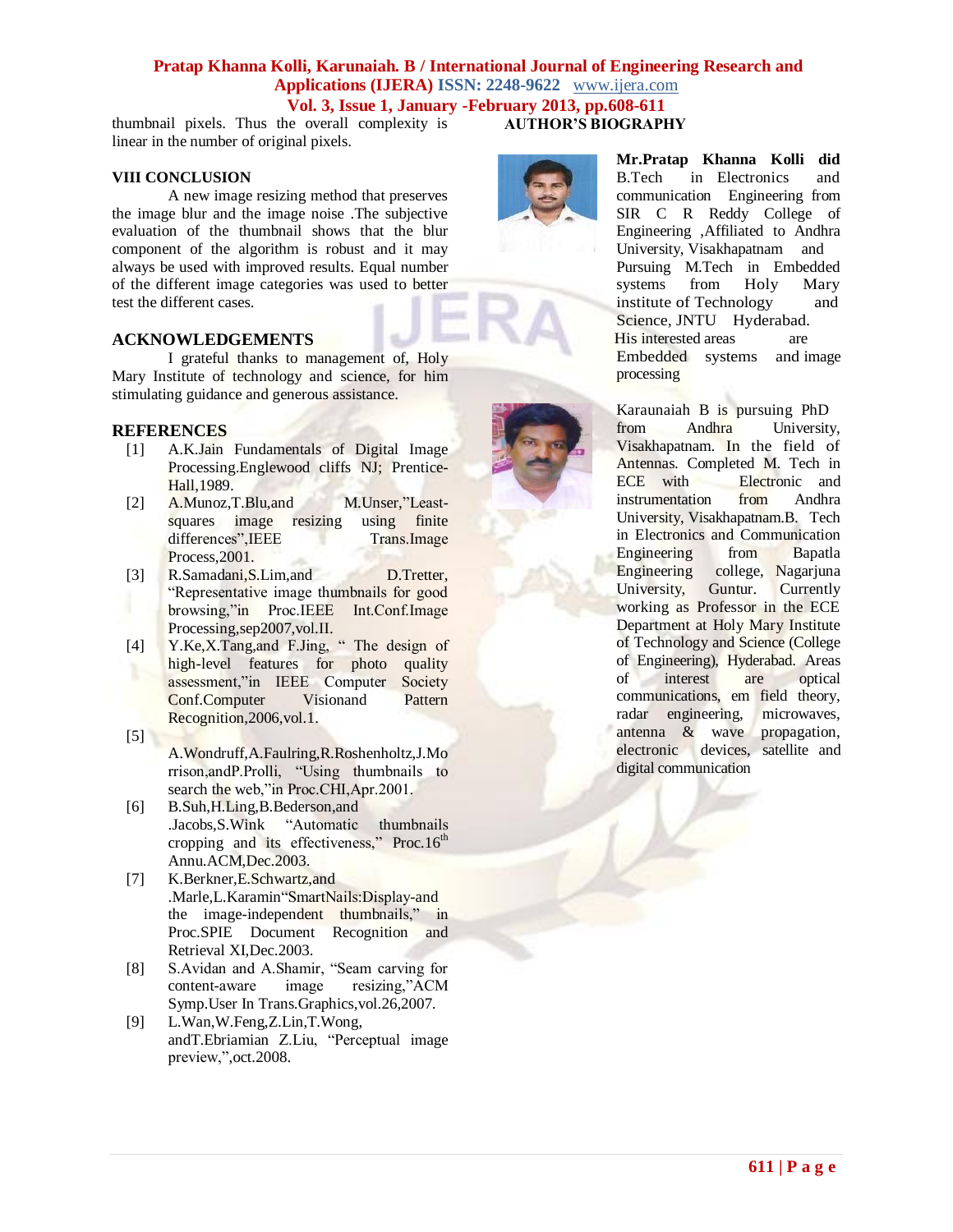thumbnail pixels. Thus the overall complexity is linear in the number of original pixels.

## VIII CONCLUSION

A new image resizing method that preserves the image blur and the image noise .The subjective evaluation of the thumbnail shows that the blur component of the algorithm is robust and it may always be used with improved results. Equal number of the different image categories was used to better test the different cases.

## ACKNOWLEDGEMENTS

I grateful thanks to management of, Holy Mary Institute of technology and science, for him stimulating guidance and generous assistance.

## REFERENCES

[1] A.K.Jain Fundamentals of Digital Image Processing.Englewood cliffs NJ; Prentice-Hall,1989.

[2] A.Munoz,T.Blu,and M.Unser,"Least-squares image resizing using finite differences",IEEE Trans.Image Process,2001.

[3] R.Samadani,S.Lim,and D.Tretter, "Representative image thumbnails for good browsing,"in Proc.IEEE Int.Conf.Image Processing,sep2007,vol.II.

[4] Y.Ke,X.Tang,and F.Jing, " The design of high-level features for photo quality assessment,"in IEEE Computer Society Conf.Computer Visionand Pattern Recognition,2006,vol.1.

[5] A.Wondruff,A.Faulring,R.Roshenholtz,J.Morrison,andP.Prolli, "Using thumbnails to search the web,"in Proc.CHI,Apr.2001.

[6] B.Suh,H.Ling,B.Bederson,and .Jacobs,S.Wink "Automatic thumbnails cropping and its effectiveness," Proc.16th Annu.ACM,Dec.2003.

[7] K.Berkner,E.Schwartz,and .Marle,L.Karamin"SmartNails:Display-and the image-independent thumbnails," in Proc.SPIE Document Recognition and Retrieval XI,Dec.2003.

[8] S.Avidan and A.Shamir, "Seam carving for content-aware image resizing,"ACM Symp.User In Trans.Graphics,vol.26,2007.

[9] L.Wan,W.Feng,Z.Lin,T.Wong, andT.Ebriamian Z.Liu, "Perceptual image preview,",oct.2008.

## AUTHOR'S BIOGRAPHY

**Mr.Pratap Khanna Kolli did** B.Tech in Electronics and communication Engineering from SIR C R Reddy College of Engineering ,Affiliated to Andhra University, Visakhapatnam and Pursuing M.Tech in Embedded systems from Holy Mary institute of Technology and Science, JNTU Hyderabad.
His interested areas are Embedded systems and image processing

Karaunaiah B is pursuing PhD from Andhra University, Visakhapatnam. In the field of Antennas. Completed M. Tech in ECE with Electronic and instrumentation from Andhra University, Visakhapatnam.B. Tech in Electronics and Communication Engineering from Bapatla Engineering college, Nagarjuna University, Guntur. Currently working as Professor in the ECE Department at Holy Mary Institute of Technology and Science (College of Engineering), Hyderabad. Areas of interest are optical communications, em field theory, radar engineering, microwaves, antenna & wave propagation, electronic devices, satellite and digital communication